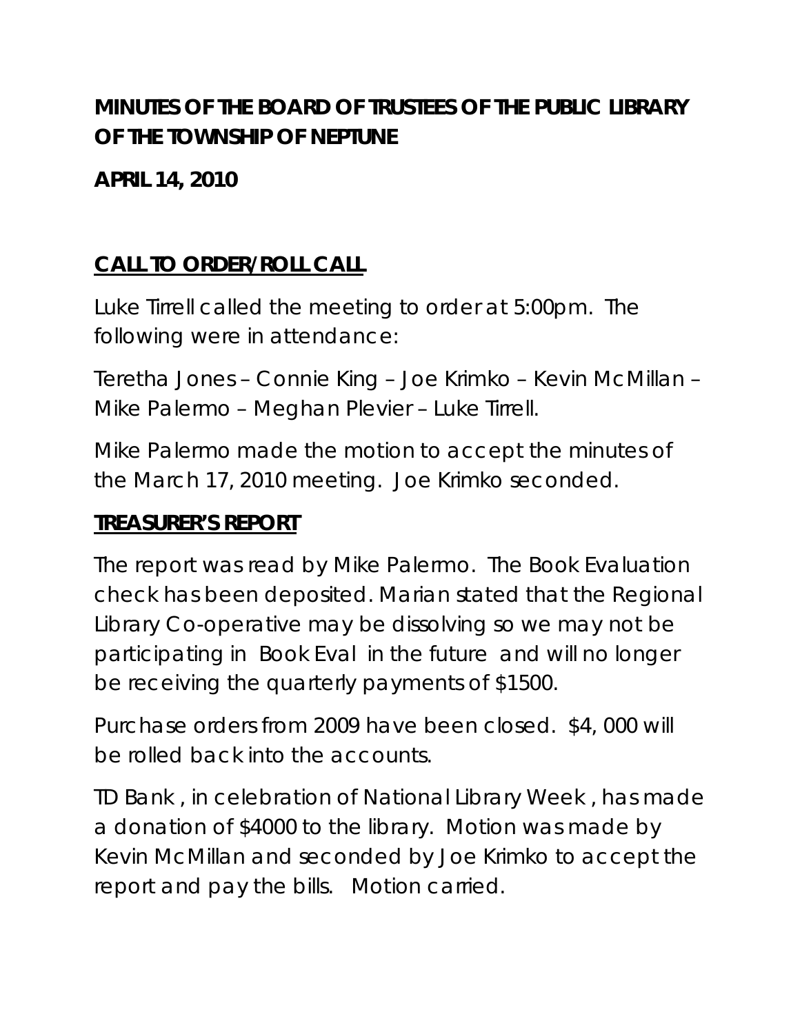# MINUTES OF THE BOARD OF TRUSTEES OF THE PUBLIC LIBRARY OF THE TOWNSHIP OF NEPTUNE

**APRIL 14, 2010**

## CALL TO ORDER/ROLL CALL

Luke Tirrell called the meeting to order at 5:00pm. The following were in attendance:

Teretha Jones – Connie King – Joe Krimko – Kevin McMillan – Mike Palermo – Meghan Plevier – Luke Tirrell.

Mike Palermo made the motion to accept the minutes of the March 17, 2010 meeting. Joe Krimko seconded.

## TREASURER'S REPORT

The report was read by Mike Palermo. The Book Evaluation check has been deposited. Marian stated that the Regional Library Co-operative may be dissolving so we may not be participating in Book Eval in the future and will no longer be receiving the quarterly payments of $1500.

Purchase orders from 2009 have been closed. $4, 000 will be rolled back into the accounts.

TD Bank , in celebration of National Library Week , has made a donation of $4000 to the library. Motion was made by Kevin McMillan and seconded by Joe Krimko to accept the report and pay the bills. Motion carried.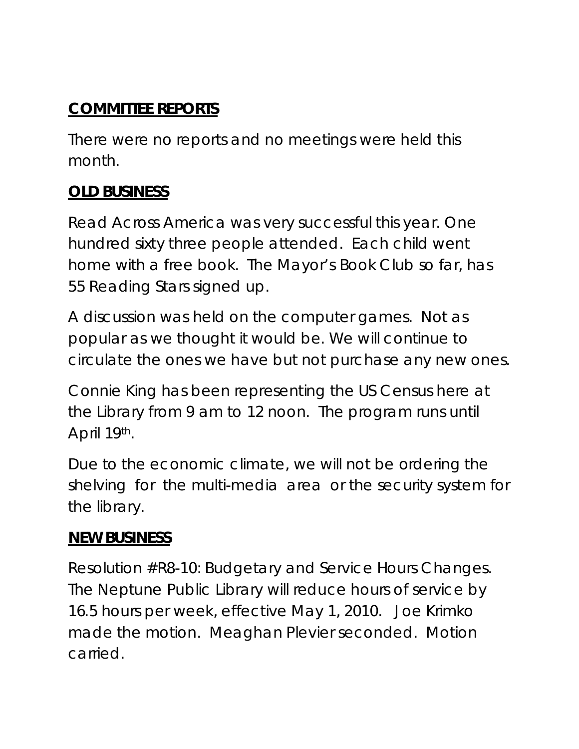## **COMMITTEE REPORTS**

There were no reports and no meetings were held this month.

## **OLD BUSINESS**

Read Across America was very successful this year. One hundred sixty three people attended. Each child went home with a free book. The Mayor's Book Club so far, has 55 Reading Stars signed up.

A discussion was held on the computer games. Not as popular as we thought it would be. We will continue to circulate the ones we have but not purchase any new ones.

Connie King has been representing the US Census here at the Library from 9 am to 12 noon. The program runs until April 19th.

Due to the economic climate, we will not be ordering the shelving for the multi-media area or the security system for the library.

## **NEW BUSINESS**

Resolution #R8-10: Budgetary and Service Hours Changes. The Neptune Public Library will reduce hours of service by 16.5 hours per week, effective May 1, 2010. Joe Krimko made the motion. Meaghan Plevier seconded. Motion carried.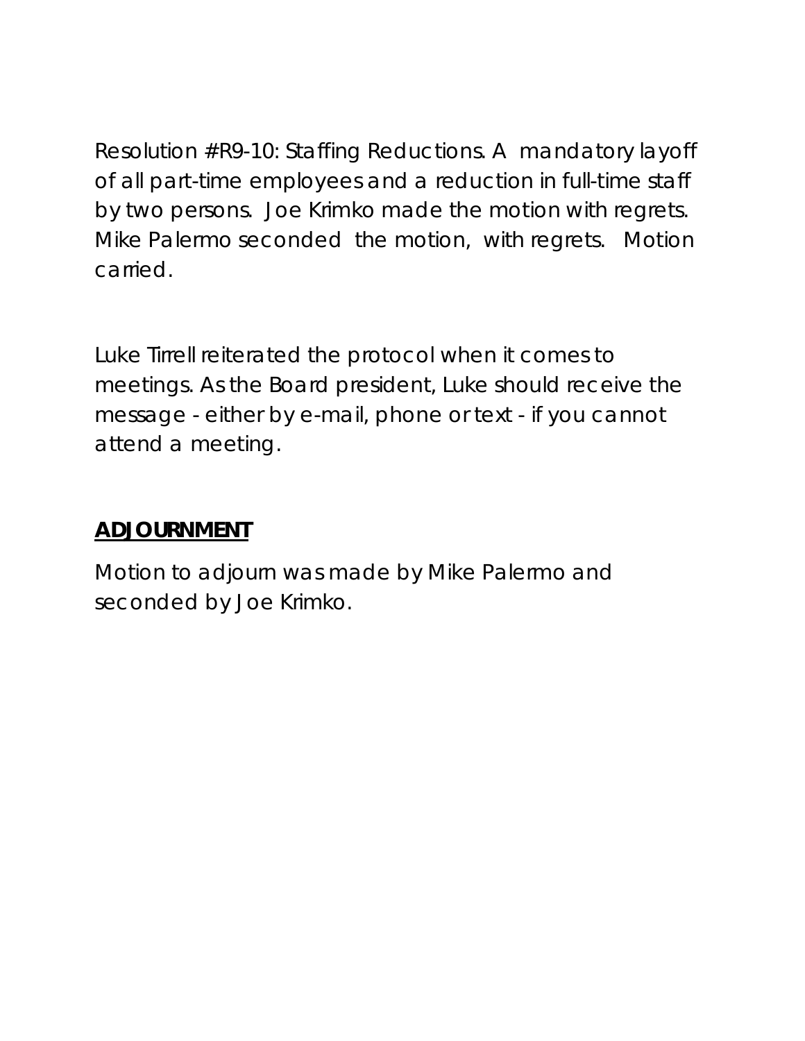Resolution #R9-10: Staffing Reductions. A mandatory layoff of all part-time employees and a reduction in full-time staff by two persons. Joe Krimko made the motion with regrets. Mike Palermo seconded the motion, with regrets. Motion carried.

Luke Tirrell reiterated the protocol when it comes to meetings. As the Board president, Luke should receive the message - either by e-mail, phone or text - if you cannot attend a meeting.

**ADJOURNMENT**

Motion to adjourn was made by Mike Palermo and seconded by Joe Krimko.